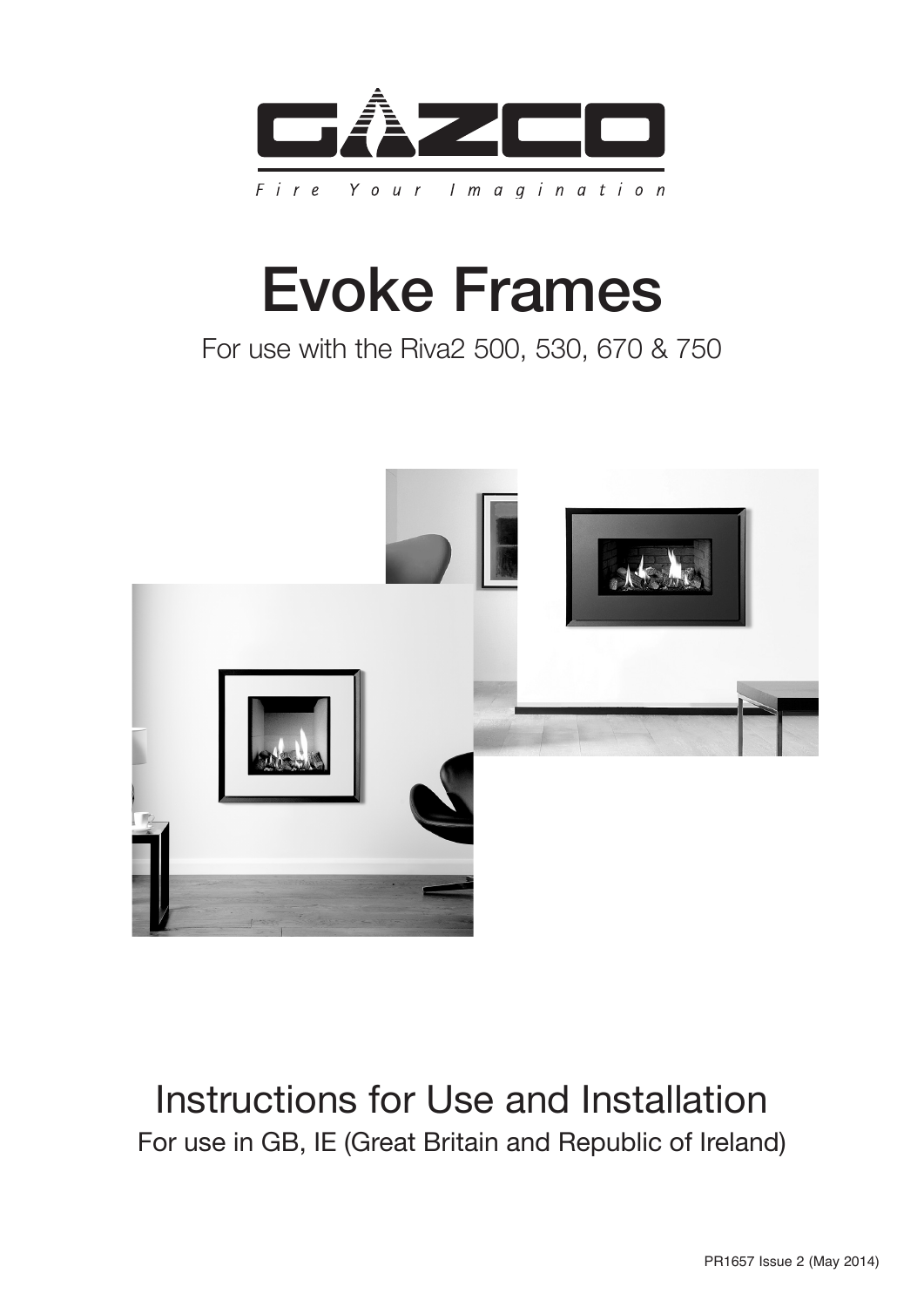GAZCO

Fire Your Imagination

# Evoke Frames

For use with the Riva2 500, 530, 670 & 750

## Instructions for Use and Installation

For use in GB, IE (Great Britain and Republic of Ireland)

PR1657 Issue 2 (May 2014)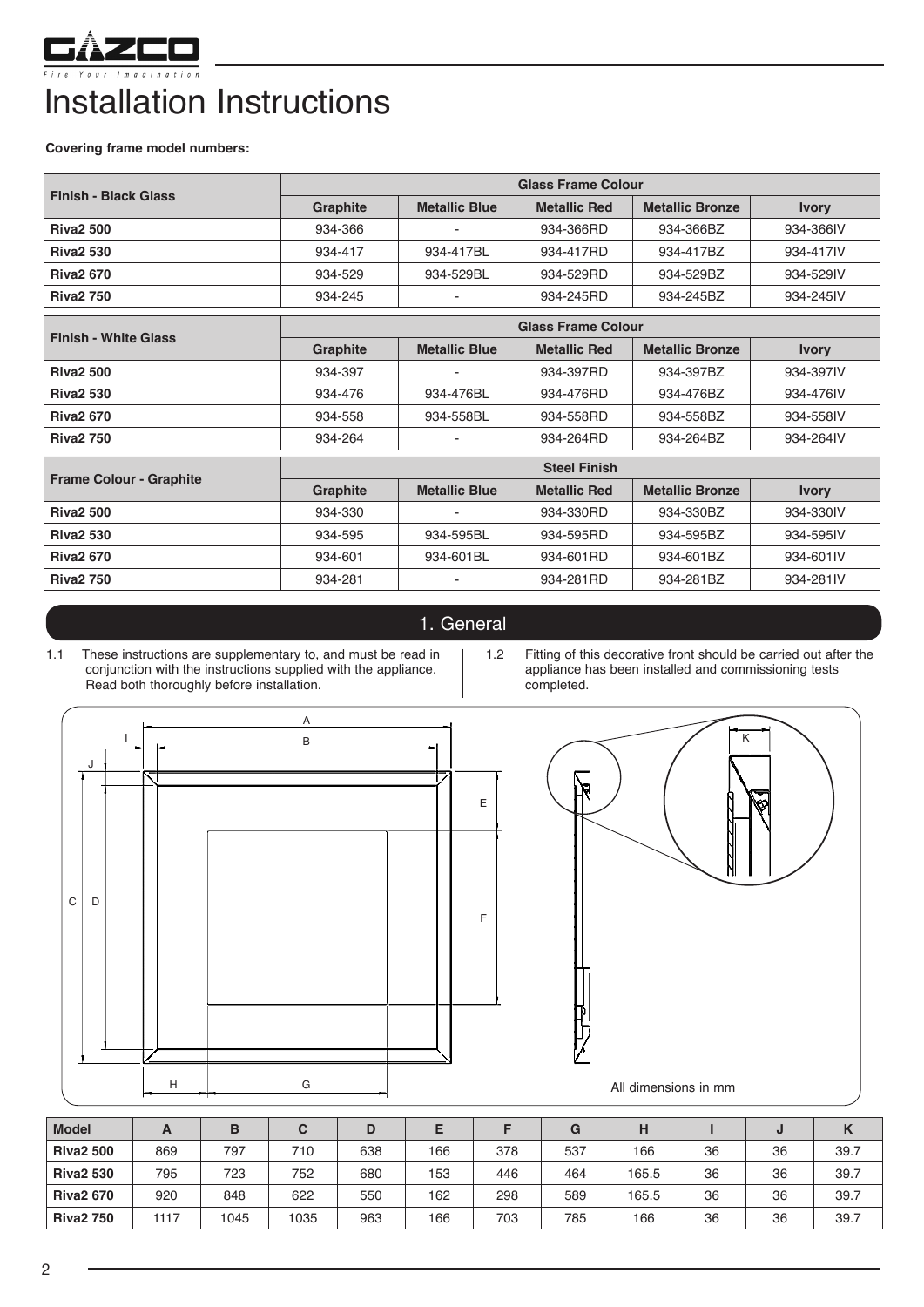# Installation Instructions

**Covering frame model numbers:**

| Finish - Black Glass | Glass Frame Colour | | | | |
|---|---|---|---|---|---|
| | Graphite | Metallic Blue | Metallic Red | Metallic Bronze | Ivory |
| **Riva2 500** | 934-366 | - | 934-366RD | 934-366BZ | 934-366IV |
| **Riva2 530** | 934-417 | 934-417BL | 934-417RD | 934-417BZ | 934-417IV |
| **Riva2 670** | 934-529 | 934-529BL | 934-529RD | 934-529BZ | 934-529IV |
| **Riva2 750** | 934-245 | - | 934-245RD | 934-245BZ | 934-245IV |

| Finish - White Glass | Glass Frame Colour | | | | |
|---|---|---|---|---|---|
| | Graphite | Metallic Blue | Metallic Red | Metallic Bronze | Ivory |
| **Riva2 500** | 934-397 | - | 934-397RD | 934-397BZ | 934-397IV |
| **Riva2 530** | 934-476 | 934-476BL | 934-476RD | 934-476BZ | 934-476IV |
| **Riva2 670** | 934-558 | 934-558BL | 934-558RD | 934-558BZ | 934-558IV |
| **Riva2 750** | 934-264 | - | 934-264RD | 934-264BZ | 934-264IV |

| Frame Colour - Graphite | Steel Finish | | | | |
|---|---|---|---|---|---|
| | Graphite | Metallic Blue | Metallic Red | Metallic Bronze | Ivory |
| **Riva2 500** | 934-330 | - | 934-330RD | 934-330BZ | 934-330IV |
| **Riva2 530** | 934-595 | 934-595BL | 934-595RD | 934-595BZ | 934-595IV |
| **Riva2 670** | 934-601 | 934-601BL | 934-601RD | 934-601BZ | 934-601IV |
| **Riva2 750** | 934-281 | - | 934-281RD | 934-281BZ | 934-281IV |

## 1. General

1.1 These instructions are supplementary to, and must be read in conjunction with the instructions supplied with the appliance. Read both thoroughly before installation.

1.2 Fitting of this decorative front should be carried out after the appliance has been installed and commissioning tests completed.

All dimensions in mm

| Model | A | B | C | D | E | F | G | H | I | J | K |
|---|---|---|---|---|---|---|---|---|---|---|---|
| **Riva2 500** | 869 | 797 | 710 | 638 | 166 | 378 | 537 | 166 | 36 | 36 | 39.7 |
| **Riva2 530** | 795 | 723 | 752 | 680 | 153 | 446 | 464 | 165.5 | 36 | 36 | 39.7 |
| **Riva2 670** | 920 | 848 | 622 | 550 | 162 | 298 | 589 | 165.5 | 36 | 36 | 39.7 |
| **Riva2 750** | 1117 | 1045 | 1035 | 963 | 166 | 703 | 785 | 166 | 36 | 36 | 39.7 |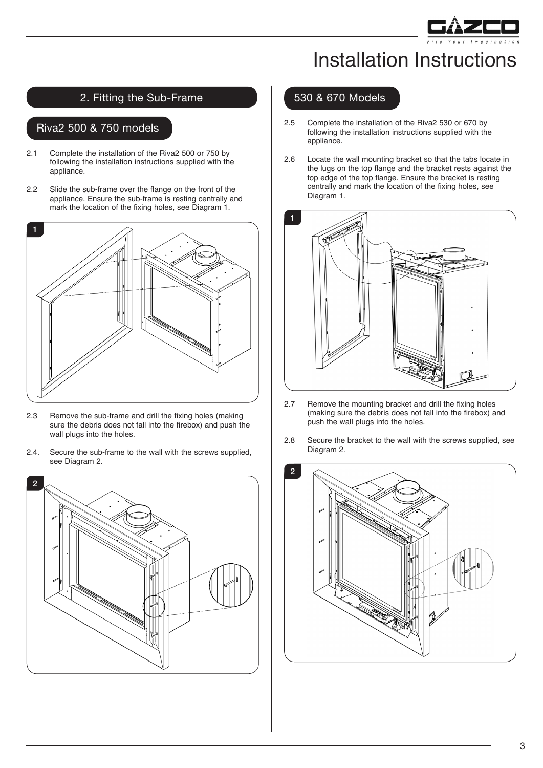# Installation Instructions

## 2. Fitting the Sub-Frame

### Riva2 500 & 750 models

2.1 Complete the installation of the Riva2 500 or 750 by following the installation instructions supplied with the appliance.

2.2 Slide the sub-frame over the flange on the front of the appliance. Ensure the sub-frame is resting centrally and mark the location of the fixing holes, see Diagram 1.

1

2.3 Remove the sub-frame and drill the fixing holes (making sure the debris does not fall into the firebox) and push the wall plugs into the holes.

2.4. Secure the sub-frame to the wall with the screws supplied, see Diagram 2.

2

### 530 & 670 Models

2.5 Complete the installation of the Riva2 530 or 670 by following the installation instructions supplied with the appliance.

2.6 Locate the wall mounting bracket so that the tabs locate in the lugs on the top flange and the bracket rests against the top edge of the top flange. Ensure the bracket is resting centrally and mark the location of the fixing holes, see Diagram 1.

1

2.7 Remove the mounting bracket and drill the fixing holes (making sure the debris does not fall into the firebox) and push the wall plugs into the holes.

2.8 Secure the bracket to the wall with the screws supplied, see Diagram 2.

2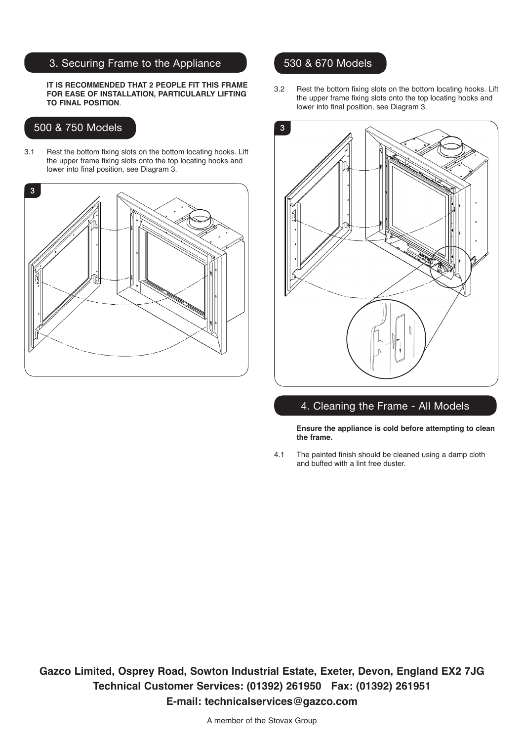## 3. Securing Frame to the Appliance

**IT IS RECOMMENDED THAT 2 PEOPLE FIT THIS FRAME FOR EASE OF INSTALLATION, PARTICULARLY LIFTING TO FINAL POSITION**.

### 500 & 750 Models

3.1 Rest the bottom fixing slots on the bottom locating hooks. Lift the upper frame fixing slots onto the top locating hooks and lower into final position, see Diagram 3.

3

### 530 & 670 Models

3.2 Rest the bottom fixing slots on the bottom locating hooks. Lift the upper frame fixing slots onto the top locating hooks and lower into final position, see Diagram 3.

3

## 4. Cleaning the Frame - All Models

**Ensure the appliance is cold before attempting to clean the frame.**

4.1 The painted finish should be cleaned using a damp cloth and buffed with a lint free duster.

**Gazco Limited, Osprey Road, Sowton Industrial Estate, Exeter, Devon, England EX2 7JG**
**Technical Customer Services: (01392) 261950 Fax: (01392) 261951**
**E-mail: technicalservices@gazco.com**

A member of the Stovax Group